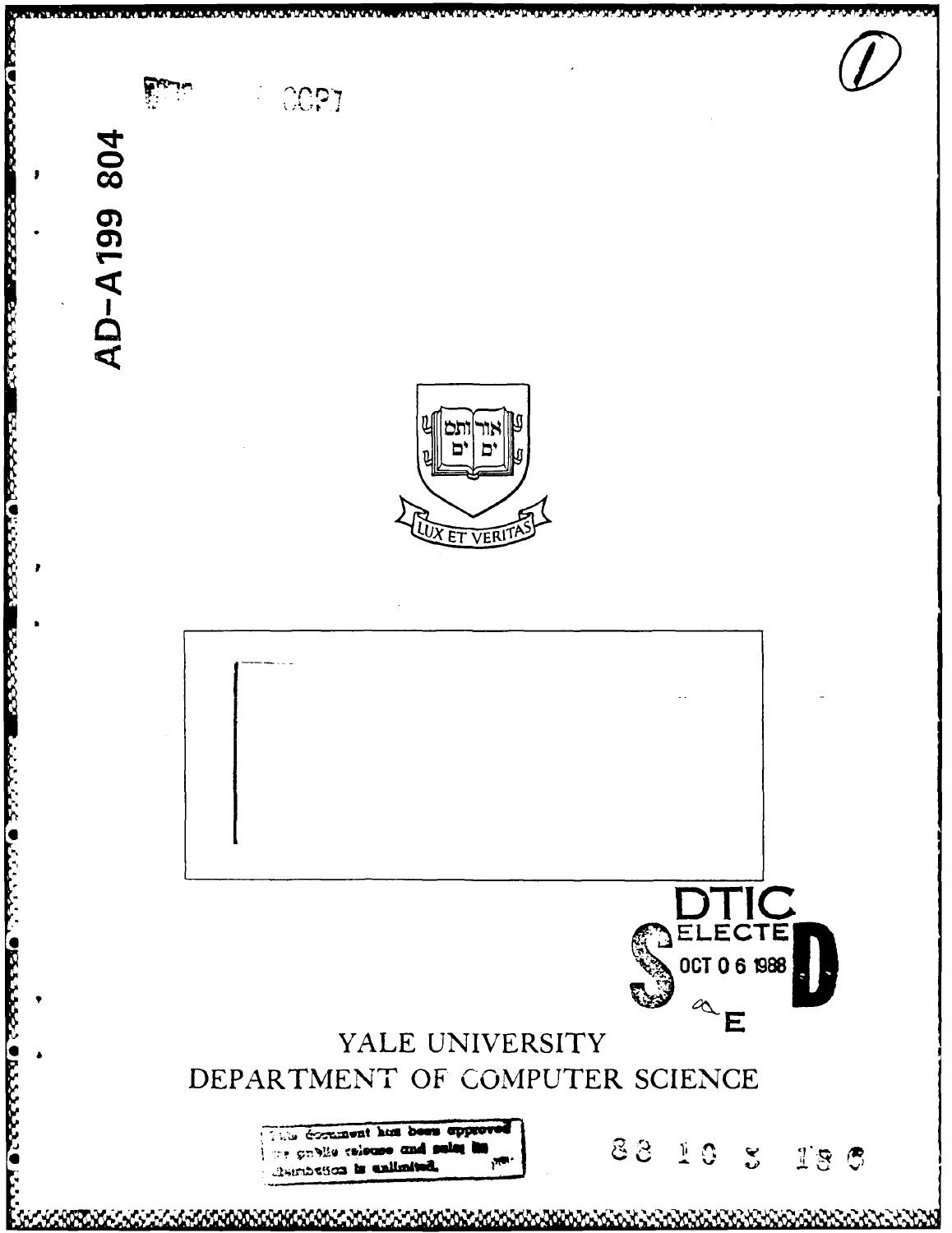AD-A199 804

DTIC ELECTE OCT 0 6 1988

YALE UNIVERSITY
DEPARTMENT OF COMPUTER SCIENCE

This document has been approved for public release and sale; its distribution is unlimited.

88 10 5 186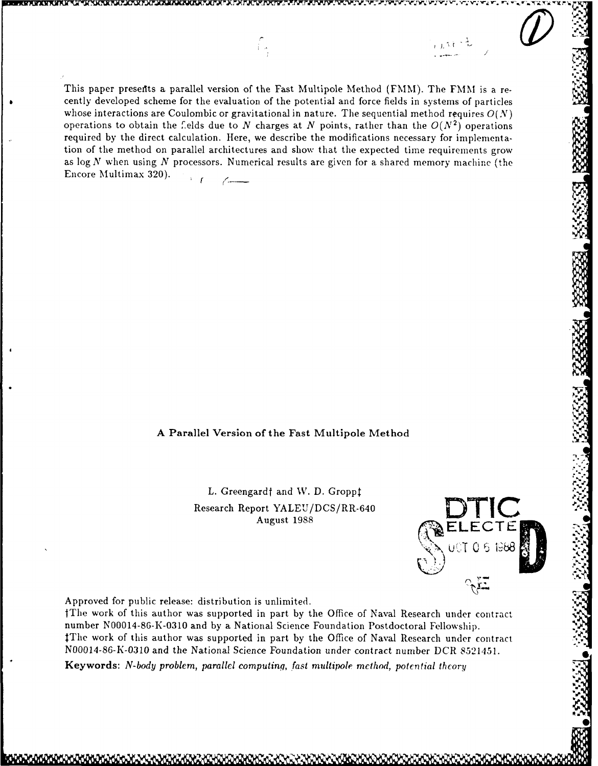This paper presents a parallel version of the Fast Multipole Method (FMM). The FMM is a recently developed scheme for the evaluation of the potential and force fields in systems of particles whose interactions are Coulombic or gravitational in nature. The sequential method requires $O(N)$ operations to obtain the fields due to $N$ charges at $N$ points, rather than the $O(N^2)$ operations required by the direct calculation. Here, we describe the modifications necessary for implementation of the method on parallel architectures and show that the expected time requirements grow as $\log N$ when using $N$ processors. Numerical results are given for a shared memory machine (the Encore Multimax 320).

## A Parallel Version of the Fast Multipole Method

L. Greengard† and W. D. Gropp‡

Research Report YALEU/DCS/RR-640

August 1988

DTIC ELECTE OCT 0 6 1988

Approved for public release: distribution is unlimited.

†The work of this author was supported in part by the Office of Naval Research under contract number N00014-86-K-0310 and by a National Science Foundation Postdoctoral Fellowship.

‡The work of this author was supported in part by the Office of Naval Research under contract N00014-86-K-0310 and the National Science Foundation under contract number DCR 8521451.

**Keywords**: *N-body problem, parallel computing, fast multipole method, potential theory*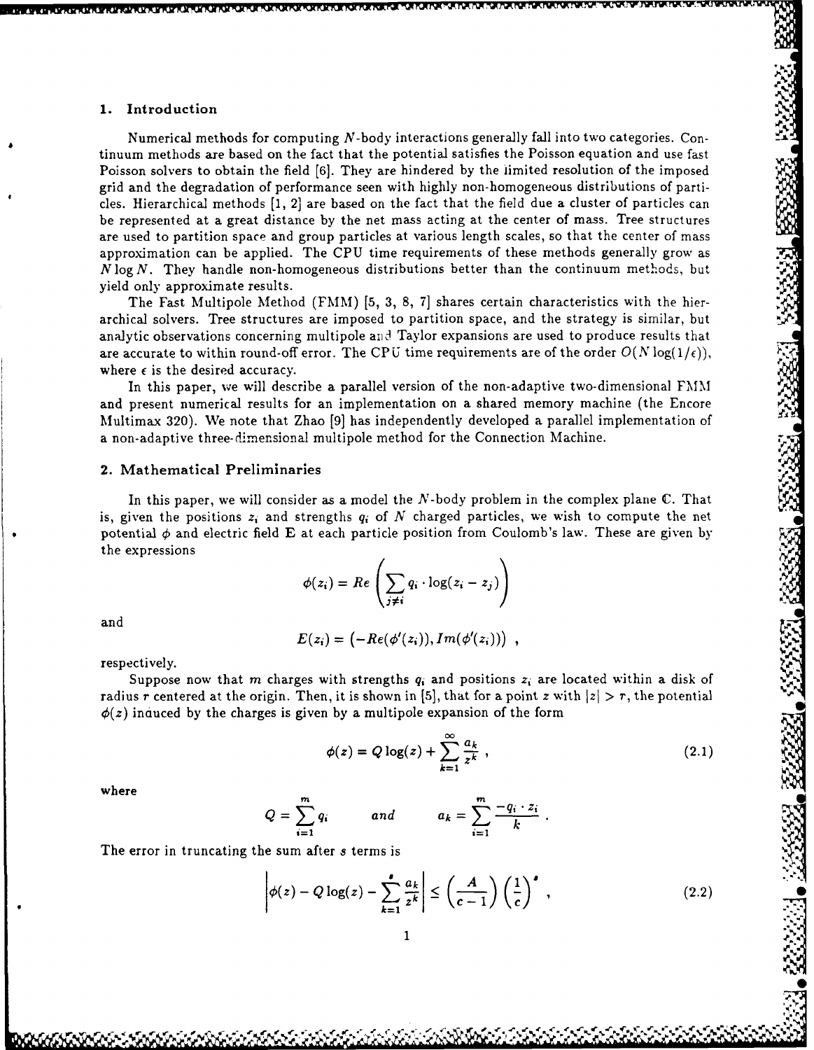## 1. Introduction

Numerical methods for computing $N$-body interactions generally fall into two categories. Continuum methods are based on the fact that the potential satisfies the Poisson equation and use fast Poisson solvers to obtain the field [6]. They are hindered by the limited resolution of the imposed grid and the degradation of performance seen with highly non-homogeneous distributions of particles. Hierarchical methods [1, 2] are based on the fact that the field due a cluster of particles can be represented at a great distance by the net mass acting at the center of mass. Tree structures are used to partition space and group particles at various length scales, so that the center of mass approximation can be applied. The CPU time requirements of these methods generally grow as $N \log N$. They handle non-homogeneous distributions better than the continuum methods, but yield only approximate results.

The Fast Multipole Method (FMM) [5, 3, 8, 7] shares certain characteristics with the hierarchical solvers. Tree structures are imposed to partition space, and the strategy is similar, but analytic observations concerning multipole and Taylor expansions are used to produce results that are accurate to within round-off error. The CPU time requirements are of the order $O(N \log(1/\epsilon))$, where $\epsilon$ is the desired accuracy.

In this paper, we will describe a parallel version of the non-adaptive two-dimensional FMM and present numerical results for an implementation on a shared memory machine (the Encore Multimax 320). We note that Zhao [9] has independently developed a parallel implementation of a non-adaptive three-dimensional multipole method for the Connection Machine.

## 2. Mathematical Preliminaries

In this paper, we will consider as a model the $N$-body problem in the complex plane $\mathbb{C}$. That is, given the positions $z_i$ and strengths $q_i$ of $N$ charged particles, we wish to compute the net potential $\phi$ and electric field $\mathbf{E}$ at each particle position from Coulomb's law. These are given by the expressions

$$\phi(z_i) = Re\left(\sum_{j \neq i} q_i \cdot \log(z_i - z_j)\right)$$

and

$$E(z_i) = \left(-Re(\phi'(z_i)), Im(\phi'(z_i))\right) ,$$

respectively.

Suppose now that $m$ charges with strengths $q_i$ and positions $z_i$ are located within a disk of radius $r$ centered at the origin. Then, it is shown in [5], that for a point $z$ with $|z| > r$, the potential $\phi(z)$ induced by the charges is given by a multipole expansion of the form

$$\phi(z) = Q \log(z) + \sum_{k=1}^{\infty} \frac{a_k}{z^k} , \tag{2.1}$$

where

$$Q = \sum_{i=1}^{m} q_i \qquad and \qquad a_k = \sum_{i=1}^{m} \frac{-q_i \cdot z_i}{k} .$$

The error in truncating the sum after $s$ terms is

$$\left|\phi(z) - Q\log(z) - \sum_{k=1}^{s} \frac{a_k}{z^k}\right| \leq \left(\frac{A}{c-1}\right)\left(\frac{1}{c}\right)^s , \tag{2.2}$$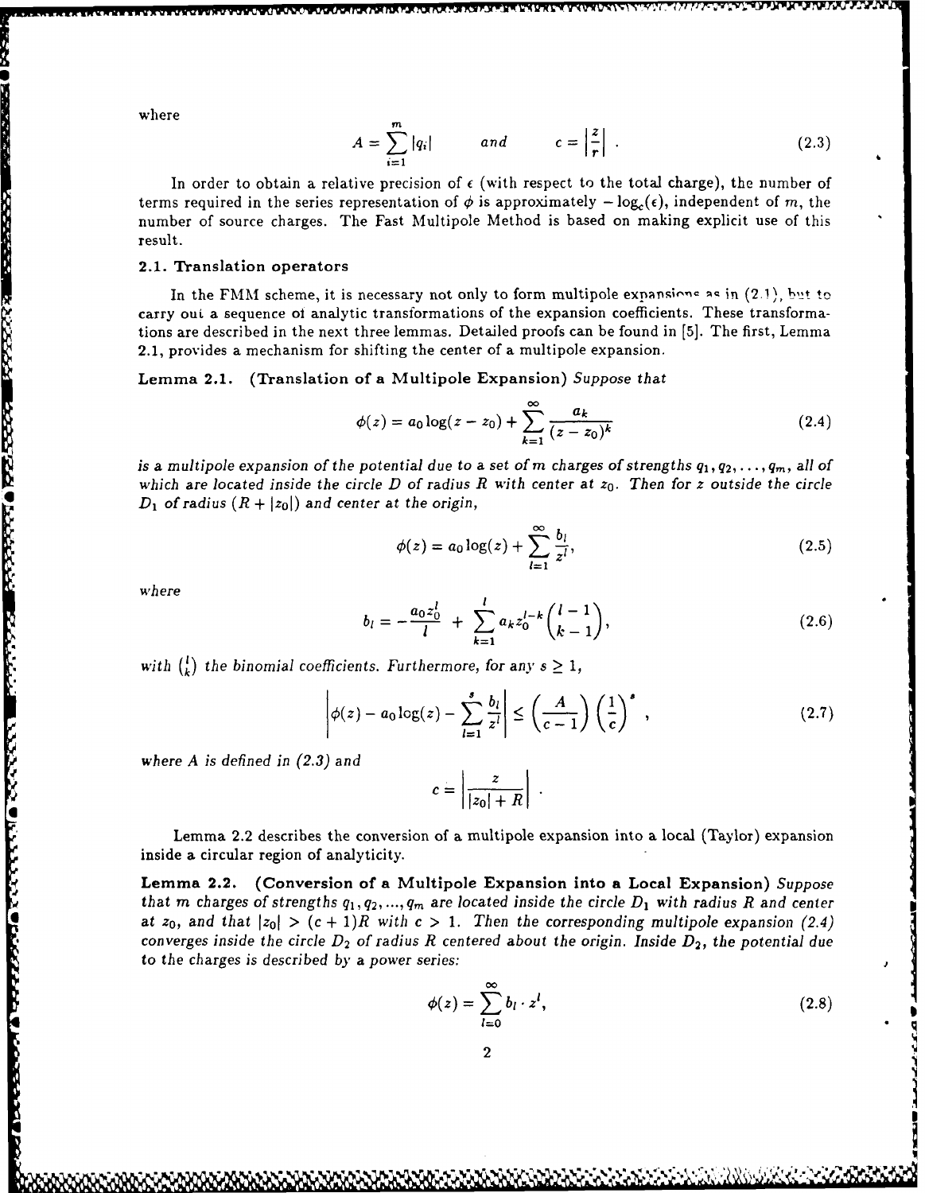where

$$A = \sum_{i=1}^{m} |q_i| \qquad and \qquad c = \left|\frac{z}{r}\right| . \tag{2.3}$$

In order to obtain a relative precision of $\epsilon$ (with respect to the total charge), the number of terms required in the series representation of $\phi$ is approximately $-\log_c(\epsilon)$, independent of $m$, the number of source charges. The Fast Multipole Method is based on making explicit use of this result.

### 2.1. Translation operators

In the FMM scheme, it is necessary not only to form multipole expansions as in (2.1), but to carry out a sequence of analytic transformations of the expansion coefficients. These transformations are described in the next three lemmas. Detailed proofs can be found in [5]. The first, Lemma 2.1, provides a mechanism for shifting the center of a multipole expansion.

**Lemma 2.1. (Translation of a Multipole Expansion)** *Suppose that*

$$\phi(z) = a_0 \log(z - z_0) + \sum_{k=1}^{\infty} \frac{a_k}{(z - z_0)^k} \tag{2.4}$$

*is a multipole expansion of the potential due to a set of $m$ charges of strengths $q_1, q_2, \ldots, q_m$, all of which are located inside the circle $D$ of radius $R$ with center at $z_0$. Then for $z$ outside the circle $D_1$ of radius $(R + |z_0|)$ and center at the origin,*

$$\phi(z) = a_0 \log(z) + \sum_{l=1}^{\infty} \frac{b_l}{z^l}, \tag{2.5}$$

*where*

$$b_l = -\frac{a_0 z_0^l}{l} + \sum_{k=1}^{l} a_k z_0^{l-k} \binom{l-1}{k-1}, \tag{2.6}$$

*with $\binom{l}{k}$ the binomial coefficients. Furthermore, for any $s \geq 1$,*

$$\left| \phi(z) - a_0 \log(z) - \sum_{l=1}^{s} \frac{b_l}{z^l} \right| \leq \left( \frac{A}{c-1} \right) \left( \frac{1}{c} \right)^s , \tag{2.7}$$

*where $A$ is defined in (2.3) and*

$$c = \left| \frac{z}{|z_0| + R} \right| .$$

Lemma 2.2 describes the conversion of a multipole expansion into a local (Taylor) expansion inside a circular region of analyticity.

**Lemma 2.2. (Conversion of a Multipole Expansion into a Local Expansion)** *Suppose that $m$ charges of strengths $q_1, q_2, ..., q_m$ are located inside the circle $D_1$ with radius $R$ and center at $z_0$, and that $|z_0| > (c + 1)R$ with $c > 1$. Then the corresponding multipole expansion (2.4) converges inside the circle $D_2$ of radius $R$ centered about the origin. Inside $D_2$, the potential due to the charges is described by a power series:*

$$\phi(z) = \sum_{l=0}^{\infty} b_l \cdot z^l, \tag{2.8}$$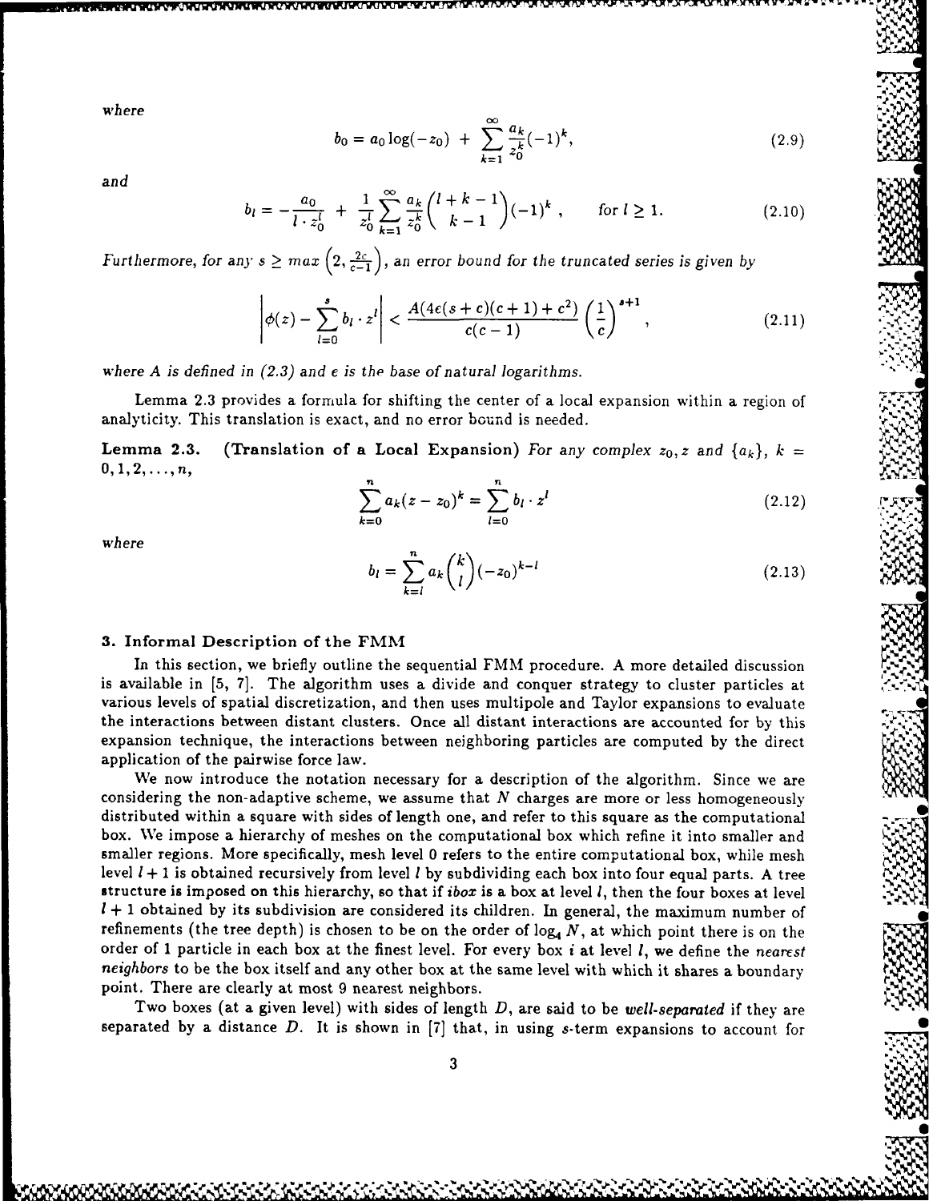*where*

$$b_0 = a_0 \log(-z_0) \ + \ \sum_{k=1}^{\infty} \frac{a_k}{z_0^k}(-1)^k, \tag{2.9}$$

*and*

$$b_l = -\frac{a_0}{l \cdot z_0^l} \ + \ \frac{1}{z_0^l} \sum_{k=1}^{\infty} \frac{a_k}{z_0^k} \binom{l+k-1}{k-1} (-1)^k \,, \qquad \text{for } l \geq 1. \tag{2.10}$$

*Furthermore, for any $s \geq max\left(2, \frac{2c}{c-1}\right)$, an error bound for the truncated series is given by*

$$\left| \phi(z) - \sum_{l=0}^{s} b_l \cdot z^l \right| < \frac{A(4e(s+c)(c+1) + c^2)}{c(c-1)} \left(\frac{1}{c}\right)^{s+1}, \tag{2.11}$$

*where $A$ is defined in (2.3) and $e$ is the base of natural logarithms.*

Lemma 2.3 provides a formula for shifting the center of a local expansion within a region of analyticity. This translation is exact, and no error bound is needed.

**Lemma 2.3.** **(Translation of a Local Expansion)** *For any complex $z_0, z$ and $\{a_k\}$, $k = 0, 1, 2, \ldots, n$,*

$$\sum_{k=0}^{n} a_k (z - z_0)^k = \sum_{l=0}^{n} b_l \cdot z^l \tag{2.12}$$

*where*

$$b_l = \sum_{k=l}^{n} a_k \binom{k}{l} (-z_0)^{k-l} \tag{2.13}$$

## 3. Informal Description of the FMM

In this section, we briefly outline the sequential FMM procedure. A more detailed discussion is available in [5, 7]. The algorithm uses a divide and conquer strategy to cluster particles at various levels of spatial discretization, and then uses multipole and Taylor expansions to evaluate the interactions between distant clusters. Once all distant interactions are accounted for by this expansion technique, the interactions between neighboring particles are computed by the direct application of the pairwise force law.

We now introduce the notation necessary for a description of the algorithm. Since we are considering the non-adaptive scheme, we assume that $N$ charges are more or less homogeneously distributed within a square with sides of length one, and refer to this square as the computational box. We impose a hierarchy of meshes on the computational box which refine it into smaller and smaller regions. More specifically, mesh level 0 refers to the entire computational box, while mesh level $l+1$ is obtained recursively from level $l$ by subdividing each box into four equal parts. A tree structure is imposed on this hierarchy, so that if *ibox* is a box at level $l$, then the four boxes at level $l+1$ obtained by its subdivision are considered its children. In general, the maximum number of refinements (the tree depth) is chosen to be on the order of $\log_4 N$, at which point there is on the order of 1 particle in each box at the finest level. For every box $i$ at level $l$, we define the *nearest neighbors* to be the box itself and any other box at the same level with which it shares a boundary point. There are clearly at most 9 nearest neighbors.

Two boxes (at a given level) with sides of length $D$, are said to be *well-separated* if they are separated by a distance $D$. It is shown in [7] that, in using $s$-term expansions to account for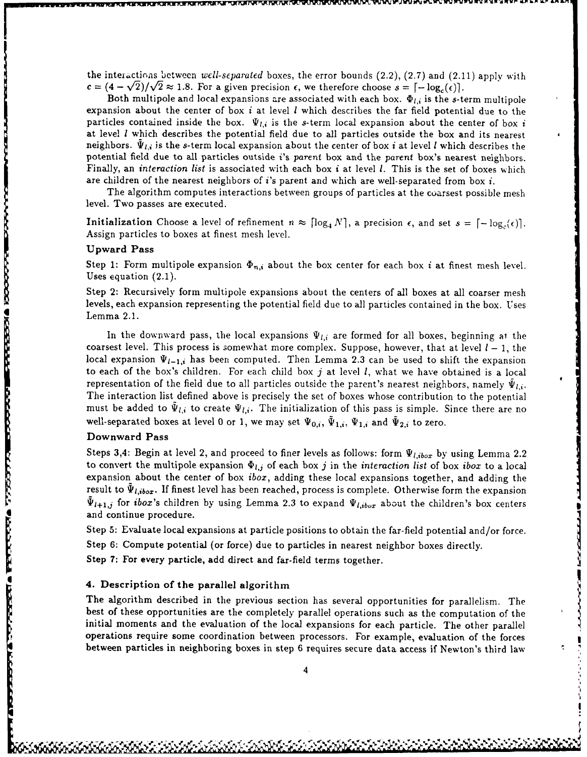the interactions between *well-separated* boxes, the error bounds (2.2), (2.7) and (2.11) apply with $c = (4 - \sqrt{2})/\sqrt{2} \approx 1.8$. For a given precision $\epsilon$, we therefore choose $s = \lceil -\log_c(\epsilon) \rceil$.

Both multipole and local expansions are associated with each box. $\Phi_{l,i}$ is the $s$-term multipole expansion about the center of box $i$ at level $l$ which describes the far field potential due to the particles contained inside the box. $\Psi_{l,i}$ is the $s$-term local expansion about the center of box $i$ at level $l$ which describes the potential field due to all particles outside the box and its nearest neighbors. $\tilde{\Psi}_{l,i}$ is the $s$-term local expansion about the center of box $i$ at level $l$ which describes the potential field due to all particles outside $i$'s *parent* box and the *parent* box's nearest neighbors. Finally, an *interaction list* is associated with each box $i$ at level $l$. This is the set of boxes which are children of the nearest neighbors of $i$'s parent and which are well-separated from box $i$.

The algorithm computes interactions between groups of particles at the coarsest possible mesh level. Two passes are executed.

**Initialization** Choose a level of refinement $n \approx \lceil \log_4 N \rceil$, a precision $\epsilon$, and set $s = \lceil -\log_c(\epsilon) \rceil$. Assign particles to boxes at finest mesh level.

### Upward Pass

Step 1: Form multipole expansion $\Phi_{n,i}$ about the box center for each box $i$ at finest mesh level. Uses equation (2.1).

Step 2: Recursively form multipole expansions about the centers of all boxes at all coarser mesh levels, each expansion representing the potential field due to all particles contained in the box. Uses Lemma 2.1.

In the downward pass, the local expansions $\Psi_{l,i}$ are formed for all boxes, beginning at the coarsest level. This process is somewhat more complex. Suppose, however, that at level $l-1$, the local expansion $\Psi_{l-1,i}$ has been computed. Then Lemma 2.3 can be used to shift the expansion to each of the box's children. For each child box $j$ at level $l$, what we have obtained is a local representation of the field due to all particles outside the parent's nearest neighbors, namely $\tilde{\Psi}_{l,i}$. The interaction list defined above is precisely the set of boxes whose contribution to the potential must be added to $\tilde{\Psi}_{l,i}$ to create $\Psi_{l,i}$. The initialization of this pass is simple. Since there are no well-separated boxes at level 0 or 1, we may set $\Psi_{0,i}$, $\tilde{\Psi}_{1,i}$, $\Psi_{1,i}$ and $\tilde{\Psi}_{2,i}$ to zero.

### Downward Pass

Steps 3,4: Begin at level 2, and proceed to finer levels as follows: form $\Psi_{l,ibox}$ by using Lemma 2.2 to convert the multipole expansion $\Phi_{l,j}$ of each box $j$ in the *interaction list* of box *ibox* to a local expansion about the center of box *ibox*, adding these local expansions together, and adding the result to $\tilde{\Psi}_{l,ibox}$. If finest level has been reached, process is complete. Otherwise form the expansion $\tilde{\Psi}_{l+1,j}$ for *ibox*'s children by using Lemma 2.3 to expand $\Psi_{l,ibox}$ about the children's box centers and continue procedure.

Step 5: Evaluate local expansions at particle positions to obtain the far-field potential and/or force.

Step 6: Compute potential (or force) due to particles in nearest neighbor boxes directly.

Step 7: For every particle, add direct and far-field terms together.

## 4. Description of the parallel algorithm

The algorithm described in the previous section has several opportunities for parallelism. The best of these opportunities are the completely parallel operations such as the computation of the initial moments and the evaluation of the local expansions for each particle. The other parallel operations require some coordination between processors. For example, evaluation of the forces between particles in neighboring boxes in step 6 requires secure data access if Newton's third law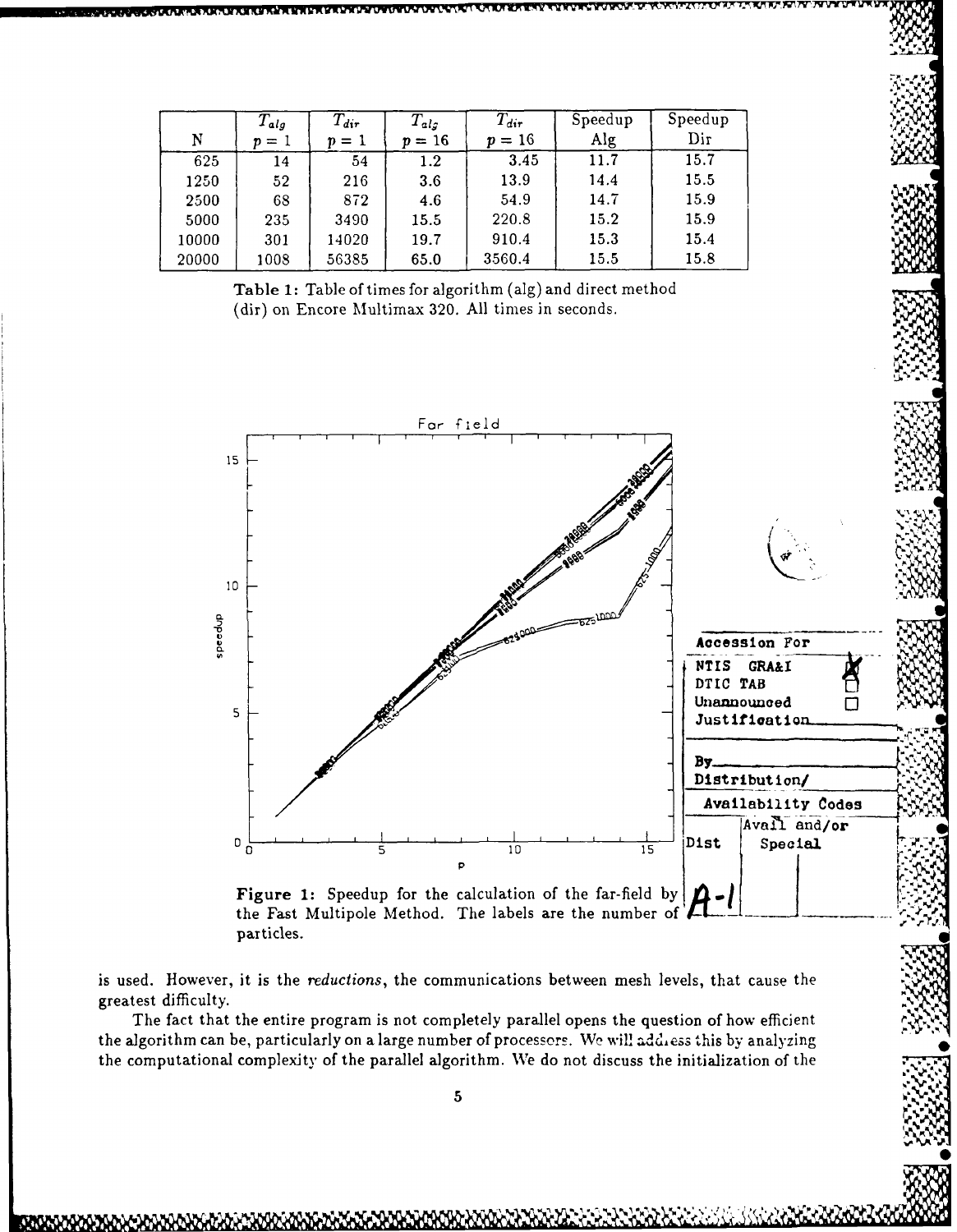| N | $T_{alg}$ $p=1$ | $T_{dir}$ $p=1$ | $T_{alg}$ $p=16$ | $T_{dir}$ $p=16$ | Speedup Alg | Speedup Dir |
|---|---|---|---|---|---|---|
| 625 | 14 | 54 | 1.2 | 3.45 | 11.7 | 15.7 |
| 1250 | 52 | 216 | 3.6 | 13.9 | 14.4 | 15.5 |
| 2500 | 68 | 872 | 4.6 | 54.9 | 14.7 | 15.9 |
| 5000 | 235 | 3490 | 15.5 | 220.8 | 15.2 | 15.9 |
| 10000 | 301 | 14020 | 19.7 | 910.4 | 15.3 | 15.4 |
| 20000 | 1008 | 56385 | 65.0 | 3560.4 | 15.5 | 15.8 |

**Table 1:** Table of times for algorithm (alg) and direct method (dir) on Encore Multimax 320. All times in seconds.

**Figure 1:** Speedup for the calculation of the far-field by the Fast Multipole Method. The labels are the number of particles.

is used. However, it is the *reductions*, the communications between mesh levels, that cause the greatest difficulty.

The fact that the entire program is not completely parallel opens the question of how efficient the algorithm can be, particularly on a large number of processors. We will address this by analyzing the computational complexity of the parallel algorithm. We do not discuss the initialization of the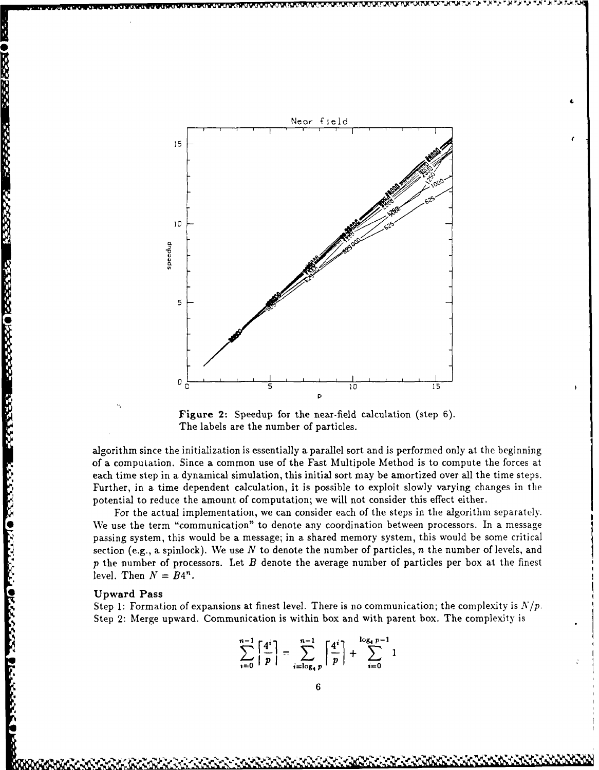**Figure 2:** Speedup for the near-field calculation (step 6). The labels are the number of particles.

algorithm since the initialization is essentially a parallel sort and is performed only at the beginning of a computation. Since a common use of the Fast Multipole Method is to compute the forces at each time step in a dynamical simulation, this initial sort may be amortized over all the time steps. Further, in a time dependent calculation, it is possible to exploit slowly varying changes in the potential to reduce the amount of computation; we will not consider this effect either.

For the actual implementation, we can consider each of the steps in the algorithm separately. We use the term "communication" to denote any coordination between processors. In a message passing system, this would be a message; in a shared memory system, this would be some critical section (e.g., a spinlock). We use $N$ to denote the number of particles, $n$ the number of levels, and $p$ the number of processors. Let $B$ denote the average number of particles per box at the finest level. Then $N = B4^n$.

**Upward Pass**

Step 1: Formation of expansions at finest level. There is no communication; the complexity is $N/p$.
Step 2: Merge upward. Communication is within box and with parent box. The complexity is

$$\sum_{i=0}^{n-1} \left\lceil \frac{4^i}{p} \right\rceil = \sum_{i=\log_4 p}^{n-1} \left\lceil \frac{4^i}{p} \right\rceil + \sum_{i=0}^{\log_4 p - 1} 1$$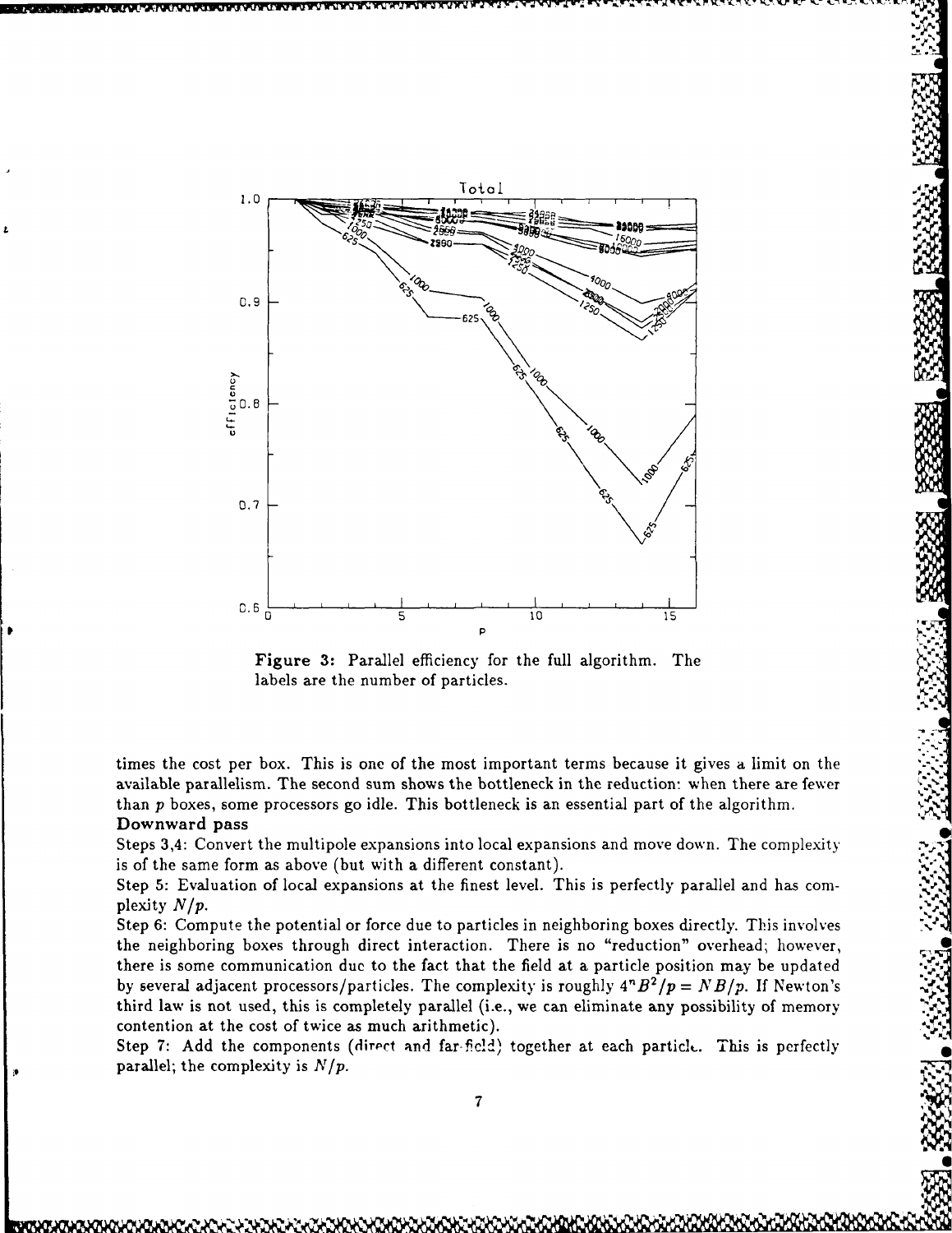Figure 3: Parallel efficiency for the full algorithm. The labels are the number of particles.

times the cost per box. This is one of the most important terms because it gives a limit on the available parallelism. The second sum shows the bottleneck in the reduction: when there are fewer than $p$ boxes, some processors go idle. This bottleneck is an essential part of the algorithm.

**Downward pass**

Steps 3,4: Convert the multipole expansions into local expansions and move down. The complexity is of the same form as above (but with a different constant).

Step 5: Evaluation of local expansions at the finest level. This is perfectly parallel and has complexity $N/p$.

Step 6: Compute the potential or force due to particles in neighboring boxes directly. This involves the neighboring boxes through direct interaction. There is no "reduction" overhead; however, there is some communication due to the fact that the field at a particle position may be updated by several adjacent processors/particles. The complexity is roughly $4^n B^2/p = NB/p$. If Newton's third law is not used, this is completely parallel (i.e., we can eliminate any possibility of memory contention at the cost of twice as much arithmetic).

Step 7: Add the components (direct and far-field) together at each particle. This is perfectly parallel; the complexity is $N/p$.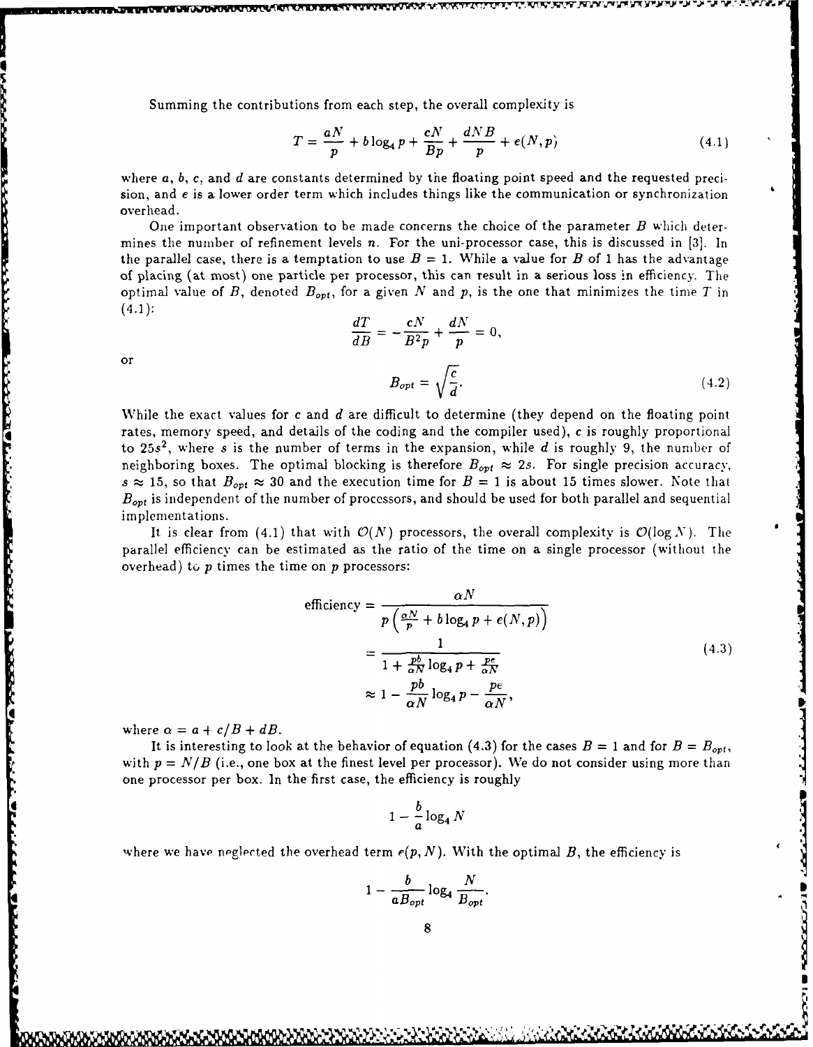Summing the contributions from each step, the overall complexity is

$$T = \frac{aN}{p} + b\log_4 p + \frac{cN}{Bp} + \frac{dNB}{p} + e(N,p) \tag{4.1}$$

where $a$, $b$, $c$, and $d$ are constants determined by the floating point speed and the requested precision, and $e$ is a lower order term which includes things like the communication or synchronization overhead.

One important observation to be made concerns the choice of the parameter $B$ which determines the number of refinement levels $n$. For the uni-processor case, this is discussed in [3]. In the parallel case, there is a temptation to use $B = 1$. While a value for $B$ of 1 has the advantage of placing (at most) one particle per processor, this can result in a serious loss in efficiency. The optimal value of $B$, denoted $B_{opt}$, for a given $N$ and $p$, is the one that minimizes the time $T$ in (4.1):

$$\frac{dT}{dB} = -\frac{cN}{B^2 p} + \frac{dN}{p} = 0,$$

or

$$B_{opt} = \sqrt{\frac{c}{d}}. \tag{4.2}$$

While the exact values for $c$ and $d$ are difficult to determine (they depend on the floating point rates, memory speed, and details of the coding and the compiler used), $c$ is roughly proportional to $25s^2$, where $s$ is the number of terms in the expansion, while $d$ is roughly 9, the number of neighboring boxes. The optimal blocking is therefore $B_{opt} \approx 2s$. For single precision accuracy, $s \approx 15$, so that $B_{opt} \approx 30$ and the execution time for $B = 1$ is about 15 times slower. Note that $B_{opt}$ is independent of the number of processors, and should be used for both parallel and sequential implementations.

It is clear from (4.1) that with $\mathcal{O}(N)$ processors, the overall complexity is $\mathcal{O}(\log N)$. The parallel efficiency can be estimated as the ratio of the time on a single processor (without the overhead) to $p$ times the time on $p$ processors:

$$\begin{aligned}
\text{efficiency} &= \frac{\alpha N}{p\left(\frac{\alpha N}{p} + b\log_4 p + e(N,p)\right)} \\
&= \frac{1}{1 + \frac{pb}{\alpha N}\log_4 p + \frac{pe}{\alpha N}} \\
&\approx 1 - \frac{pb}{\alpha N}\log_4 p - \frac{pe}{\alpha N},
\end{aligned} \tag{4.3}$$

where $\alpha = a + c/B + dB$.

It is interesting to look at the behavior of equation (4.3) for the cases $B = 1$ and for $B = B_{opt}$, with $p = N/B$ (i.e., one box at the finest level per processor). We do not consider using more than one processor per box. In the first case, the efficiency is roughly

$$1 - \frac{b}{a}\log_4 N$$

where we have neglected the overhead term $e(p,N)$. With the optimal $B$, the efficiency is

$$1 - \frac{b}{aB_{opt}}\log_4 \frac{N}{B_{opt}}.$$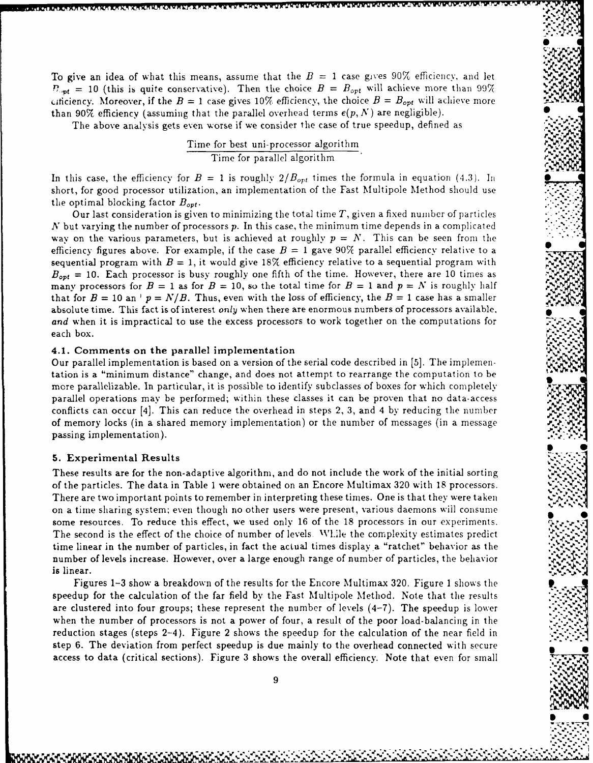To give an idea of what this means, assume that the $B = 1$ case gives 90% efficiency, and let $B_{opt} = 10$ (this is quite conservative). Then the choice $B = B_{opt}$ will achieve more than 99% efficiency. Moreover, if the $B = 1$ case gives 10% efficiency, the choice $B = B_{opt}$ will achieve more than 90% efficiency (assuming that the parallel overhead terms $e(p, N)$ are negligible).

The above analysis gets even worse if we consider the case of true speedup, defined as

$$\frac{\text{Time for best uni-processor algorithm}}{\text{Time for parallel algorithm}}.$$

In this case, the efficiency for $B = 1$ is roughly $2/B_{opt}$ times the formula in equation (4.3). In short, for good processor utilization, an implementation of the Fast Multipole Method should use the optimal blocking factor $B_{opt}$.

Our last consideration is given to minimizing the total time $T$, given a fixed number of particles $N$ but varying the number of processors $p$. In this case, the minimum time depends in a complicated way on the various parameters, but is achieved at roughly $p = N$. This can be seen from the efficiency figures above. For example, if the case $B = 1$ gave 90% parallel efficiency relative to a sequential program with $B = 1$, it would give 18% efficiency relative to a sequential program with $B_{opt} = 10$. Each processor is busy roughly one fifth of the time. However, there are 10 times as many processors for $B = 1$ as for $B = 10$, so the total time for $B = 1$ and $p = N$ is roughly half that for $B = 10$ and $p = N/B$. Thus, even with the loss of efficiency, the $B = 1$ case has a smaller absolute time. This fact is of interest *only* when there are enormous numbers of processors available, *and* when it is impractical to use the excess processors to work together on the computations for each box.

### 4.1. Comments on the parallel implementation

Our parallel implementation is based on a version of the serial code described in [5]. The implementation is a "minimum distance" change, and does not attempt to rearrange the computation to be more parallelizable. In particular, it is possible to identify subclasses of boxes for which completely parallel operations may be performed; within these classes it can be proven that no data-access conflicts can occur [4]. This can reduce the overhead in steps 2, 3, and 4 by reducing the number of memory locks (in a shared memory implementation) or the number of messages (in a message passing implementation).

## 5. Experimental Results

These results are for the non-adaptive algorithm, and do not include the work of the initial sorting of the particles. The data in Table 1 were obtained on an Encore Multimax 320 with 18 processors. There are two important points to remember in interpreting these times. One is that they were taken on a time sharing system; even though no other users were present, various daemons will consume some resources. To reduce this effect, we used only 16 of the 18 processors in our experiments. The second is the effect of the choice of number of levels. While the complexity estimates predict time linear in the number of particles, in fact the actual times display a "ratchet" behavior as the number of levels increase. However, over a large enough range of number of particles, the behavior is linear.

Figures 1–3 show a breakdown of the results for the Encore Multimax 320. Figure 1 shows the speedup for the calculation of the far field by the Fast Multipole Method. Note that the results are clustered into four groups; these represent the number of levels (4–7). The speedup is lower when the number of processors is not a power of four, a result of the poor load-balancing in the reduction stages (steps 2–4). Figure 2 shows the speedup for the calculation of the near field in step 6. The deviation from perfect speedup is due mainly to the overhead connected with secure access to data (critical sections). Figure 3 shows the overall efficiency. Note that even for small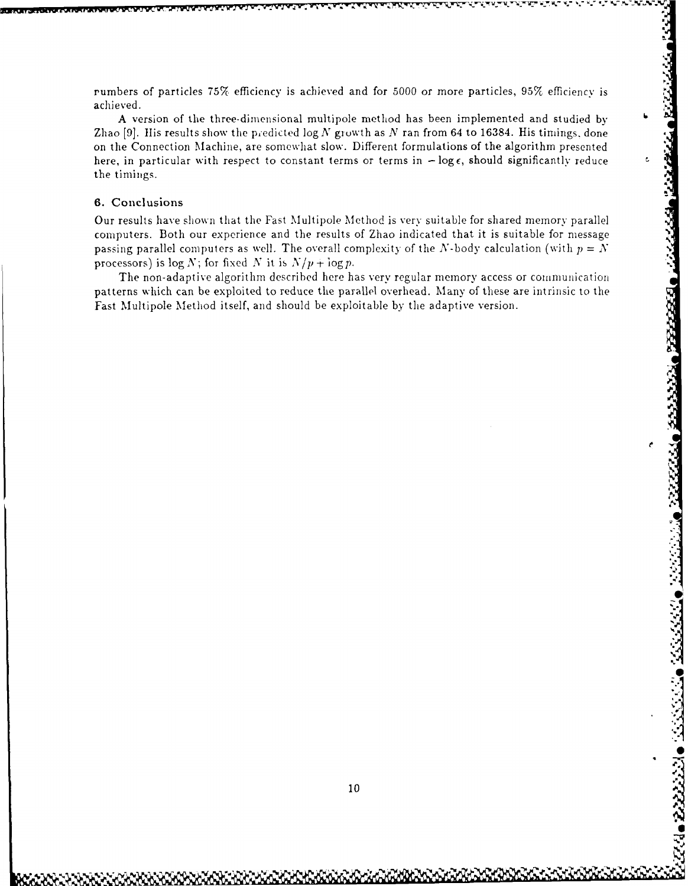numbers of particles 75% efficiency is achieved and for 5000 or more particles, 95% efficiency is achieved.

A version of the three-dimensional multipole method has been implemented and studied by Zhao [9]. His results show the predicted $\log N$ growth as $N$ ran from 64 to 16384. His timings, done on the Connection Machine, are somewhat slow. Different formulations of the algorithm presented here, in particular with respect to constant terms or terms in $-\log \epsilon$, should significantly reduce the timings.

## 6. Conclusions

Our results have shown that the Fast Multipole Method is very suitable for shared memory parallel computers. Both our experience and the results of Zhao indicated that it is suitable for message passing parallel computers as well. The overall complexity of the $N$-body calculation (with $p = N$ processors) is $\log N$; for fixed $N$ it is $N/p + \log p$.

The non-adaptive algorithm described here has very regular memory access or communication patterns which can be exploited to reduce the parallel overhead. Many of these are intrinsic to the Fast Multipole Method itself, and should be exploitable by the adaptive version.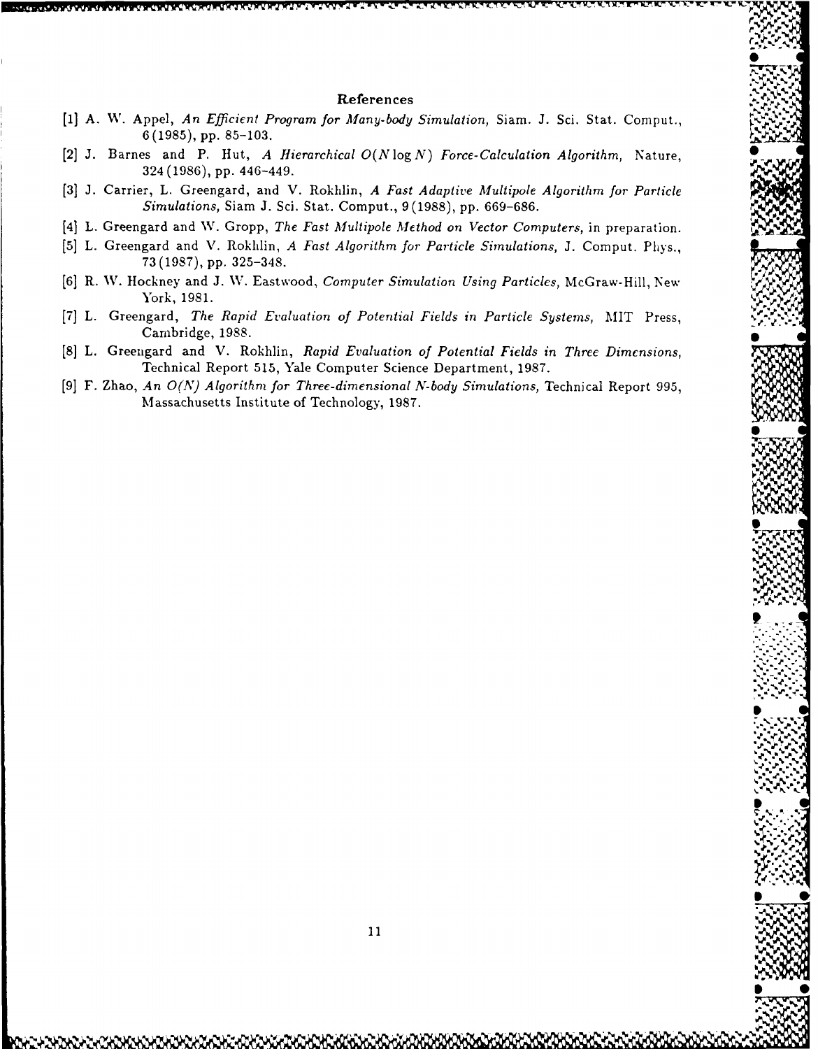## References

[1] A. W. Appel, *An Efficient Program for Many-body Simulation,* Siam. J. Sci. Stat. Comput., 6 (1985), pp. 85–103.

[2] J. Barnes and P. Hut, *A Hierarchical $O(N \log N)$ Force-Calculation Algorithm,* Nature, 324 (1986), pp. 446–449.

[3] J. Carrier, L. Greengard, and V. Rokhlin, *A Fast Adaptive Multipole Algorithm for Particle Simulations,* Siam J. Sci. Stat. Comput., 9 (1988), pp. 669–686.

[4] L. Greengard and W. Gropp, *The Fast Multipole Method on Vector Computers,* in preparation.

[5] L. Greengard and V. Rokhlin, *A Fast Algorithm for Particle Simulations,* J. Comput. Phys., 73 (1987), pp. 325–348.

[6] R. W. Hockney and J. W. Eastwood, *Computer Simulation Using Particles,* McGraw-Hill, New York, 1981.

[7] L. Greengard, *The Rapid Evaluation of Potential Fields in Particle Systems,* MIT Press, Cambridge, 1988.

[8] L. Greengard and V. Rokhlin, *Rapid Evaluation of Potential Fields in Three Dimensions,* Technical Report 515, Yale Computer Science Department, 1987.

[9] F. Zhao, *An $O(N)$ Algorithm for Three-dimensional N-body Simulations,* Technical Report 995, Massachusetts Institute of Technology, 1987.